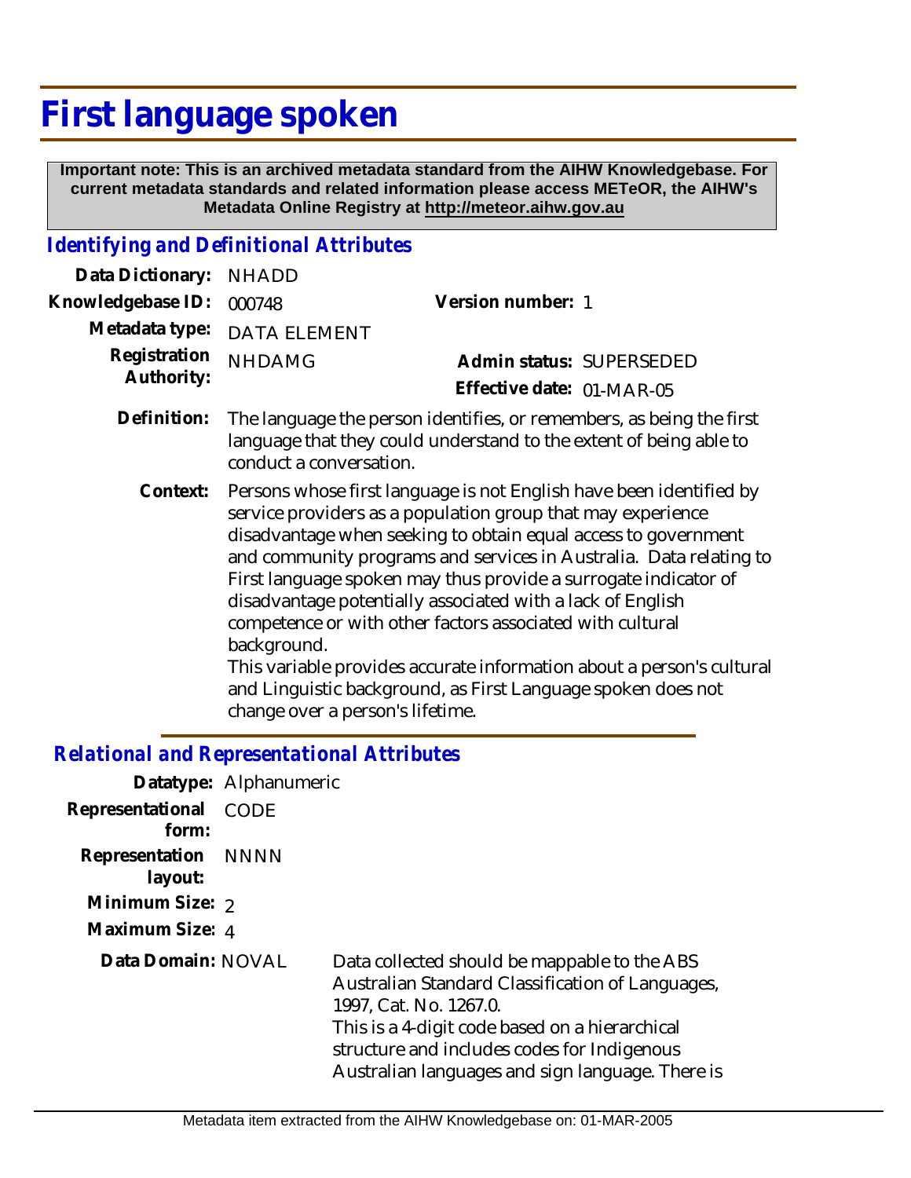# First language spoken

**Important note: This is an archived metadata standard from the AIHW Knowledgebase. For current metadata standards and related information please access METeOR, the AIHW's Metadata Online Registry at http://meteor.aihw.gov.au**

## *Identifying and Definitional Attributes*

**Data Dictionary:** NHADD

**Knowledgebase ID:** 000748

**Version number:** 1

**Metadata type:** DATA ELEMENT

**Registration Authority:** NHDAMG

**Admin status:** SUPERSEDED

**Effective date:** 01-MAR-05

**Definition:** The language the person identifies, or remembers, as being the first language that they could understand to the extent of being able to conduct a conversation.

**Context:** Persons whose first language is not English have been identified by service providers as a population group that may experience disadvantage when seeking to obtain equal access to government and community programs and services in Australia. Data relating to First language spoken may thus provide a surrogate indicator of disadvantage potentially associated with a lack of English competence or with other factors associated with cultural background.
This variable provides accurate information about a person's cultural and Linguistic background, as First Language spoken does not change over a person's lifetime.

## *Relational and Representational Attributes*

**Datatype:** Alphanumeric

**Representational form:** CODE

**Representation layout:** NNNN

**Minimum Size:** 2

**Maximum Size:** 4

**Data Domain:** NOVAL

Data collected should be mappable to the ABS Australian Standard Classification of Languages, 1997, Cat. No. 1267.0.
This is a 4-digit code based on a hierarchical structure and includes codes for Indigenous Australian languages and sign language. There is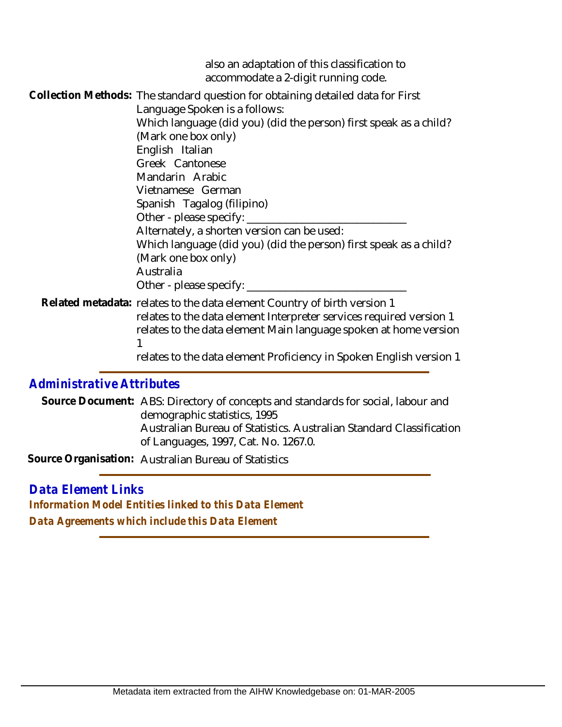also an adaptation of this classification to accommodate a 2-digit running code.

**Collection Methods:** The standard question for obtaining detailed data for First Language Spoken is a follows:

Which language (did you) (did the person) first speak as a child? (Mark one box only)

English Italian

Greek Cantonese

Mandarin Arabic

Vietnamese German

Spanish Tagalog (filipino)

Other - please specify: ____________________________

Alternately, a shorten version can be used:

Which language (did you) (did the person) first speak as a child? (Mark one box only)

Australia

Other - please specify: ____________________________

**Related metadata:** relates to the data element Country of birth version 1

relates to the data element Interpreter services required version 1

relates to the data element Main language spoken at home version 1

relates to the data element Proficiency in Spoken English version 1

## *Administrative Attributes*

**Source Document:** ABS: Directory of concepts and standards for social, labour and demographic statistics, 1995

Australian Bureau of Statistics. Australian Standard Classification of Languages, 1997, Cat. No. 1267.0.

**Source Organisation:** Australian Bureau of Statistics

## *Data Element Links*

***Information Model Entities linked to this Data Element***

***Data Agreements which include this Data Element***